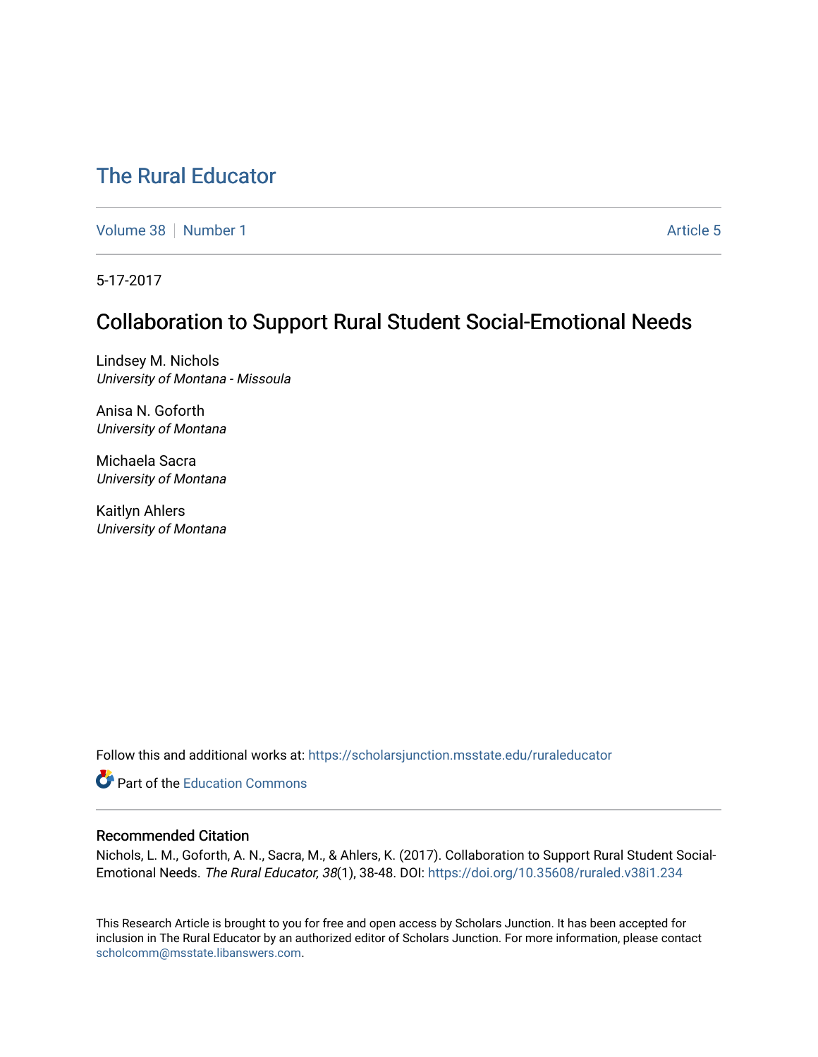# The Rural Educator

Volume 38 | Number 1 | Article 5

5-17-2017

## Collaboration to Support Rural Student Social-Emotional Needs

Lindsey M. Nichols
*University of Montana - Missoula*

Anisa N. Goforth
*University of Montana*

Michaela Sacra
*University of Montana*

Kaitlyn Ahlers
*University of Montana*

Follow this and additional works at: https://scholarsjunction.msstate.edu/ruraleducator

Part of the Education Commons

### Recommended Citation

Nichols, L. M., Goforth, A. N., Sacra, M., & Ahlers, K. (2017). Collaboration to Support Rural Student Social-Emotional Needs. *The Rural Educator, 38*(1), 38-48. DOI: https://doi.org/10.35608/ruraled.v38i1.234

This Research Article is brought to you for free and open access by Scholars Junction. It has been accepted for inclusion in The Rural Educator by an authorized editor of Scholars Junction. For more information, please contact scholcomm@msstate.libanswers.com.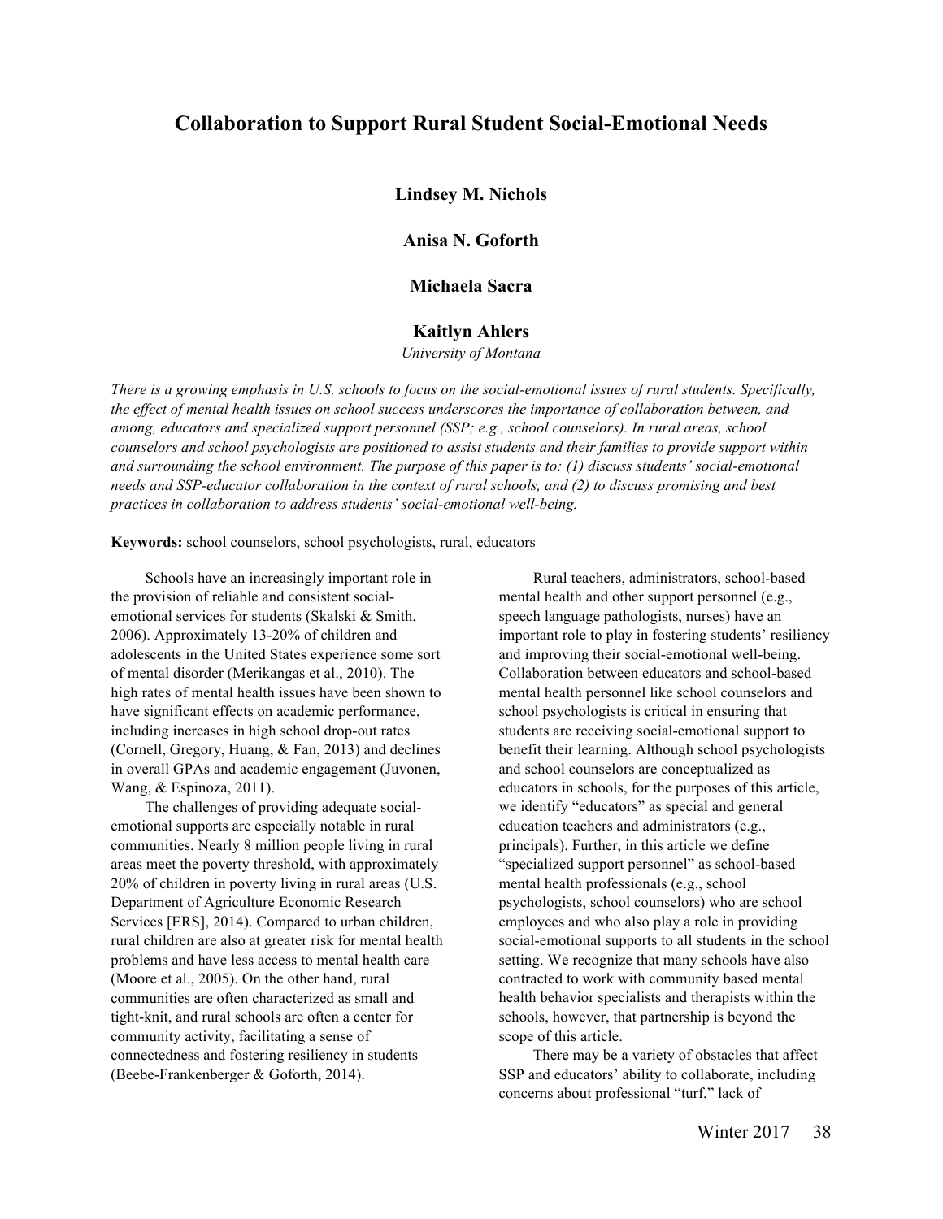# Collaboration to Support Rural Student Social-Emotional Needs

**Lindsey M. Nichols**

**Anisa N. Goforth**

**Michaela Sacra**

**Kaitlyn Ahlers**

*University of Montana*

*There is a growing emphasis in U.S. schools to focus on the social-emotional issues of rural students. Specifically, the effect of mental health issues on school success underscores the importance of collaboration between, and among, educators and specialized support personnel (SSP; e.g., school counselors). In rural areas, school counselors and school psychologists are positioned to assist students and their families to provide support within and surrounding the school environment. The purpose of this paper is to: (1) discuss students' social-emotional needs and SSP-educator collaboration in the context of rural schools, and (2) to discuss promising and best practices in collaboration to address students' social-emotional well-being.*

**Keywords:** school counselors, school psychologists, rural, educators

Schools have an increasingly important role in the provision of reliable and consistent social-emotional services for students (Skalski & Smith, 2006). Approximately 13-20% of children and adolescents in the United States experience some sort of mental disorder (Merikangas et al., 2010). The high rates of mental health issues have been shown to have significant effects on academic performance, including increases in high school drop-out rates (Cornell, Gregory, Huang, & Fan, 2013) and declines in overall GPAs and academic engagement (Juvonen, Wang, & Espinoza, 2011).

The challenges of providing adequate social-emotional supports are especially notable in rural communities. Nearly 8 million people living in rural areas meet the poverty threshold, with approximately 20% of children in poverty living in rural areas (U.S. Department of Agriculture Economic Research Services [ERS], 2014). Compared to urban children, rural children are also at greater risk for mental health problems and have less access to mental health care (Moore et al., 2005). On the other hand, rural communities are often characterized as small and tight-knit, and rural schools are often a center for community activity, facilitating a sense of connectedness and fostering resiliency in students (Beebe-Frankenberger & Goforth, 2014).

Rural teachers, administrators, school-based mental health and other support personnel (e.g., speech language pathologists, nurses) have an important role to play in fostering students' resiliency and improving their social-emotional well-being. Collaboration between educators and school-based mental health personnel like school counselors and school psychologists is critical in ensuring that students are receiving social-emotional support to benefit their learning. Although school psychologists and school counselors are conceptualized as educators in schools, for the purposes of this article, we identify "educators" as special and general education teachers and administrators (e.g., principals). Further, in this article we define "specialized support personnel" as school-based mental health professionals (e.g., school psychologists, school counselors) who are school employees and who also play a role in providing social-emotional supports to all students in the school setting. We recognize that many schools have also contracted to work with community based mental health behavior specialists and therapists within the schools, however, that partnership is beyond the scope of this article.

There may be a variety of obstacles that affect SSP and educators' ability to collaborate, including concerns about professional "turf," lack of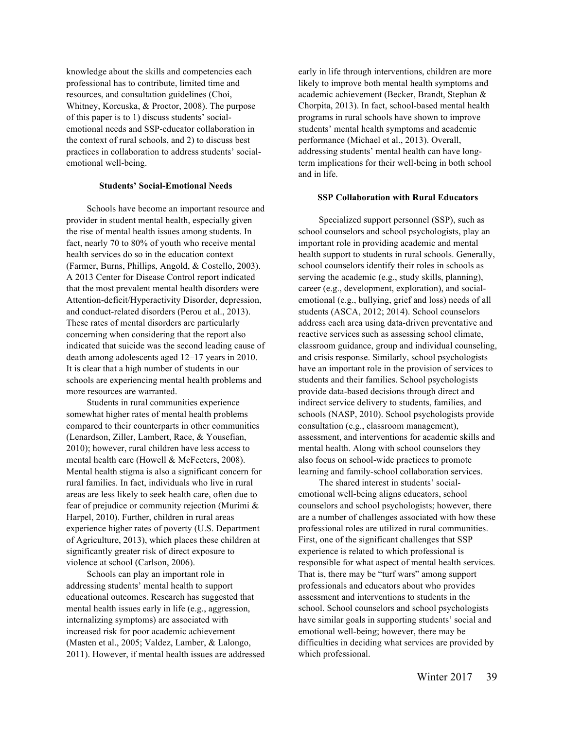knowledge about the skills and competencies each professional has to contribute, limited time and resources, and consultation guidelines (Choi, Whitney, Korcuska, & Proctor, 2008). The purpose of this paper is to 1) discuss students' social-emotional needs and SSP-educator collaboration in the context of rural schools, and 2) to discuss best practices in collaboration to address students' social-emotional well-being.

## Students' Social-Emotional Needs

Schools have become an important resource and provider in student mental health, especially given the rise of mental health issues among students. In fact, nearly 70 to 80% of youth who receive mental health services do so in the education context (Farmer, Burns, Phillips, Angold, & Costello, 2003). A 2013 Center for Disease Control report indicated that the most prevalent mental health disorders were Attention-deficit/Hyperactivity Disorder, depression, and conduct-related disorders (Perou et al., 2013). These rates of mental disorders are particularly concerning when considering that the report also indicated that suicide was the second leading cause of death among adolescents aged 12–17 years in 2010. It is clear that a high number of students in our schools are experiencing mental health problems and more resources are warranted.

Students in rural communities experience somewhat higher rates of mental health problems compared to their counterparts in other communities (Lenardson, Ziller, Lambert, Race, & Yousefian, 2010); however, rural children have less access to mental health care (Howell & McFeeters, 2008). Mental health stigma is also a significant concern for rural families. In fact, individuals who live in rural areas are less likely to seek health care, often due to fear of prejudice or community rejection (Murimi & Harpel, 2010). Further, children in rural areas experience higher rates of poverty (U.S. Department of Agriculture, 2013), which places these children at significantly greater risk of direct exposure to violence at school (Carlson, 2006).

Schools can play an important role in addressing students' mental health to support educational outcomes. Research has suggested that mental health issues early in life (e.g., aggression, internalizing symptoms) are associated with increased risk for poor academic achievement (Masten et al., 2005; Valdez, Lamber, & Lalongo, 2011). However, if mental health issues are addressed early in life through interventions, children are more likely to improve both mental health symptoms and academic achievement (Becker, Brandt, Stephan & Chorpita, 2013). In fact, school-based mental health programs in rural schools have shown to improve students' mental health symptoms and academic performance (Michael et al., 2013). Overall, addressing students' mental health can have long-term implications for their well-being in both school and in life.

## SSP Collaboration with Rural Educators

Specialized support personnel (SSP), such as school counselors and school psychologists, play an important role in providing academic and mental health support to students in rural schools. Generally, school counselors identify their roles in schools as serving the academic (e.g., study skills, planning), career (e.g., development, exploration), and social-emotional (e.g., bullying, grief and loss) needs of all students (ASCA, 2012; 2014). School counselors address each area using data-driven preventative and reactive services such as assessing school climate, classroom guidance, group and individual counseling, and crisis response. Similarly, school psychologists have an important role in the provision of services to students and their families. School psychologists provide data-based decisions through direct and indirect service delivery to students, families, and schools (NASP, 2010). School psychologists provide consultation (e.g., classroom management), assessment, and interventions for academic skills and mental health. Along with school counselors they also focus on school-wide practices to promote learning and family-school collaboration services.

The shared interest in students' social-emotional well-being aligns educators, school counselors and school psychologists; however, there are a number of challenges associated with how these professional roles are utilized in rural communities. First, one of the significant challenges that SSP experience is related to which professional is responsible for what aspect of mental health services. That is, there may be "turf wars" among support professionals and educators about who provides assessment and interventions to students in the school. School counselors and school psychologists have similar goals in supporting students' social and emotional well-being; however, there may be difficulties in deciding what services are provided by which professional.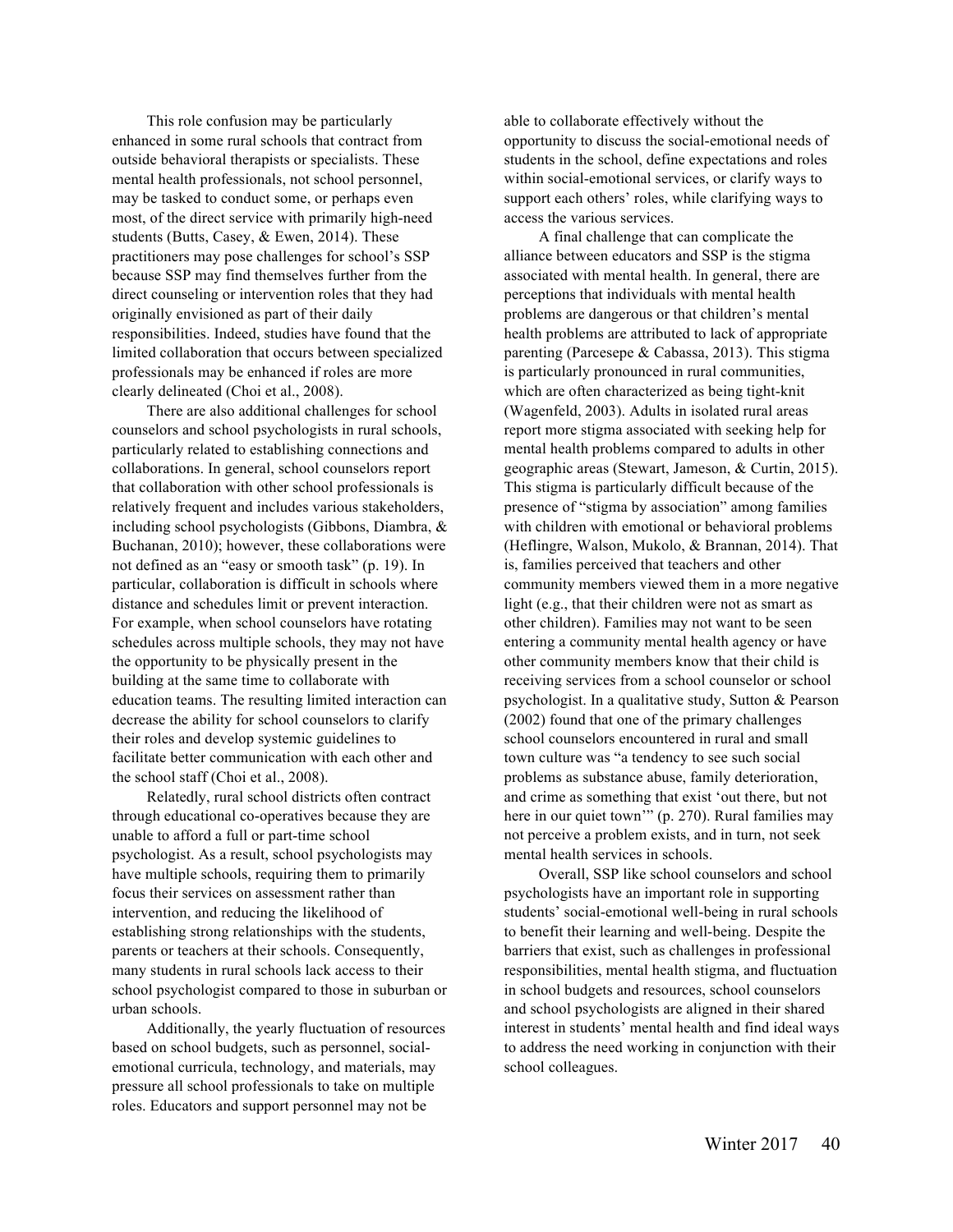This role confusion may be particularly enhanced in some rural schools that contract from outside behavioral therapists or specialists. These mental health professionals, not school personnel, may be tasked to conduct some, or perhaps even most, of the direct service with primarily high-need students (Butts, Casey, & Ewen, 2014). These practitioners may pose challenges for school's SSP because SSP may find themselves further from the direct counseling or intervention roles that they had originally envisioned as part of their daily responsibilities. Indeed, studies have found that the limited collaboration that occurs between specialized professionals may be enhanced if roles are more clearly delineated (Choi et al., 2008).

There are also additional challenges for school counselors and school psychologists in rural schools, particularly related to establishing connections and collaborations. In general, school counselors report that collaboration with other school professionals is relatively frequent and includes various stakeholders, including school psychologists (Gibbons, Diambra, & Buchanan, 2010); however, these collaborations were not defined as an "easy or smooth task" (p. 19). In particular, collaboration is difficult in schools where distance and schedules limit or prevent interaction. For example, when school counselors have rotating schedules across multiple schools, they may not have the opportunity to be physically present in the building at the same time to collaborate with education teams. The resulting limited interaction can decrease the ability for school counselors to clarify their roles and develop systemic guidelines to facilitate better communication with each other and the school staff (Choi et al., 2008).

Relatedly, rural school districts often contract through educational co-operatives because they are unable to afford a full or part-time school psychologist. As a result, school psychologists may have multiple schools, requiring them to primarily focus their services on assessment rather than intervention, and reducing the likelihood of establishing strong relationships with the students, parents or teachers at their schools. Consequently, many students in rural schools lack access to their school psychologist compared to those in suburban or urban schools.

Additionally, the yearly fluctuation of resources based on school budgets, such as personnel, social-emotional curricula, technology, and materials, may pressure all school professionals to take on multiple roles. Educators and support personnel may not be able to collaborate effectively without the opportunity to discuss the social-emotional needs of students in the school, define expectations and roles within social-emotional services, or clarify ways to support each others' roles, while clarifying ways to access the various services.

A final challenge that can complicate the alliance between educators and SSP is the stigma associated with mental health. In general, there are perceptions that individuals with mental health problems are dangerous or that children's mental health problems are attributed to lack of appropriate parenting (Parcesepe & Cabassa, 2013). This stigma is particularly pronounced in rural communities, which are often characterized as being tight-knit (Wagenfeld, 2003). Adults in isolated rural areas report more stigma associated with seeking help for mental health problems compared to adults in other geographic areas (Stewart, Jameson, & Curtin, 2015). This stigma is particularly difficult because of the presence of "stigma by association" among families with children with emotional or behavioral problems (Heflingre, Walson, Mukolo, & Brannan, 2014). That is, families perceived that teachers and other community members viewed them in a more negative light (e.g., that their children were not as smart as other children). Families may not want to be seen entering a community mental health agency or have other community members know that their child is receiving services from a school counselor or school psychologist. In a qualitative study, Sutton & Pearson (2002) found that one of the primary challenges school counselors encountered in rural and small town culture was "a tendency to see such social problems as substance abuse, family deterioration, and crime as something that exist 'out there, but not here in our quiet town'" (p. 270). Rural families may not perceive a problem exists, and in turn, not seek mental health services in schools.

Overall, SSP like school counselors and school psychologists have an important role in supporting students' social-emotional well-being in rural schools to benefit their learning and well-being. Despite the barriers that exist, such as challenges in professional responsibilities, mental health stigma, and fluctuation in school budgets and resources, school counselors and school psychologists are aligned in their shared interest in students' mental health and find ideal ways to address the need working in conjunction with their school colleagues.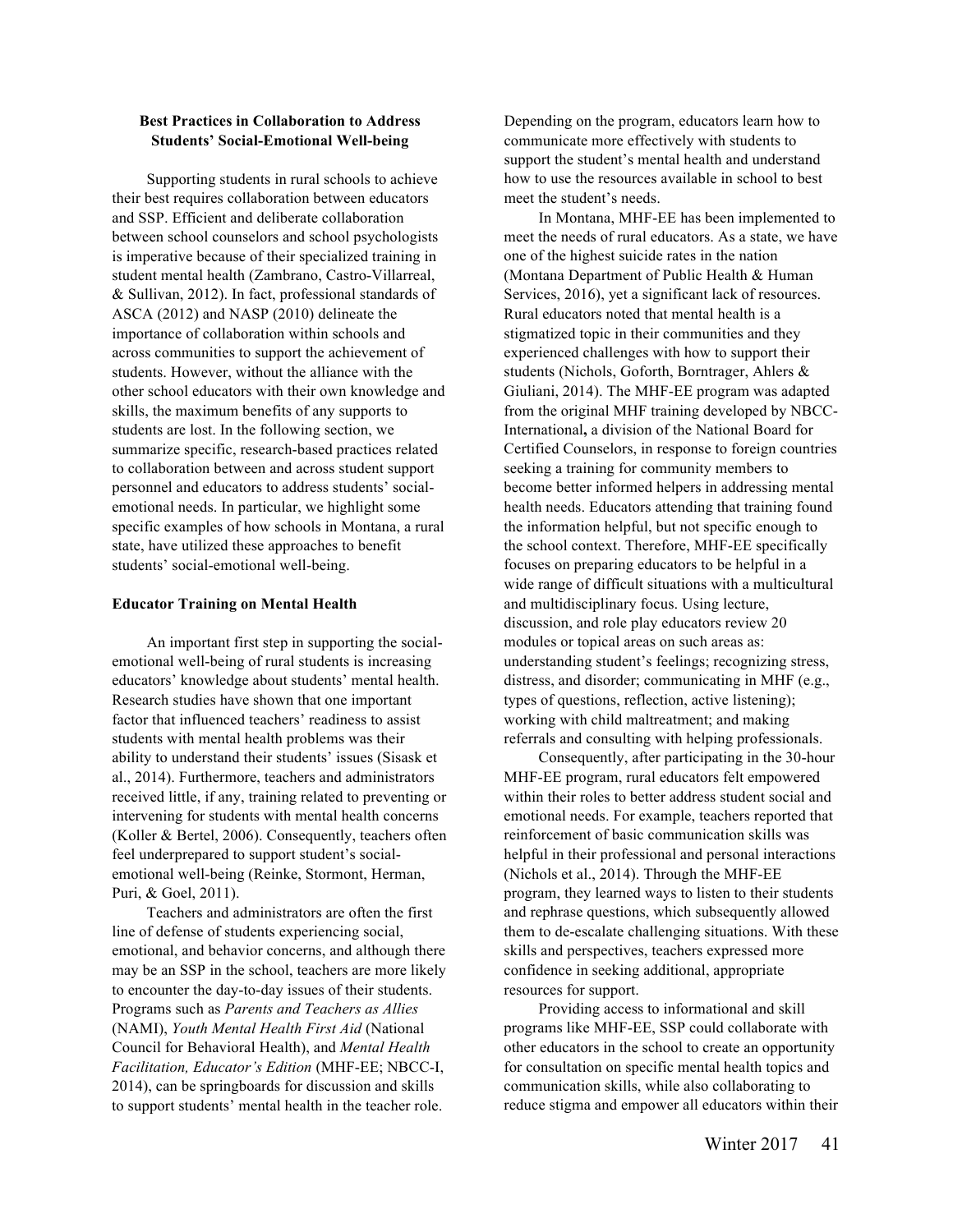### Best Practices in Collaboration to Address Students' Social-Emotional Well-being

Supporting students in rural schools to achieve their best requires collaboration between educators and SSP. Efficient and deliberate collaboration between school counselors and school psychologists is imperative because of their specialized training in student mental health (Zambrano, Castro-Villarreal, & Sullivan, 2012). In fact, professional standards of ASCA (2012) and NASP (2010) delineate the importance of collaboration within schools and across communities to support the achievement of students. However, without the alliance with the other school educators with their own knowledge and skills, the maximum benefits of any supports to students are lost. In the following section, we summarize specific, research-based practices related to collaboration between and across student support personnel and educators to address students' social-emotional needs. In particular, we highlight some specific examples of how schools in Montana, a rural state, have utilized these approaches to benefit students' social-emotional well-being.

#### Educator Training on Mental Health

An important first step in supporting the social-emotional well-being of rural students is increasing educators' knowledge about students' mental health. Research studies have shown that one important factor that influenced teachers' readiness to assist students with mental health problems was their ability to understand their students' issues (Sisask et al., 2014). Furthermore, teachers and administrators received little, if any, training related to preventing or intervening for students with mental health concerns (Koller & Bertel, 2006). Consequently, teachers often feel underprepared to support student's social-emotional well-being (Reinke, Stormont, Herman, Puri, & Goel, 2011).

Teachers and administrators are often the first line of defense of students experiencing social, emotional, and behavior concerns, and although there may be an SSP in the school, teachers are more likely to encounter the day-to-day issues of their students. Programs such as *Parents and Teachers as Allies* (NAMI), *Youth Mental Health First Aid* (National Council for Behavioral Health), and *Mental Health Facilitation, Educator's Edition* (MHF-EE; NBCC-I, 2014), can be springboards for discussion and skills to support students' mental health in the teacher role. Depending on the program, educators learn how to communicate more effectively with students to support the student's mental health and understand how to use the resources available in school to best meet the student's needs.

In Montana, MHF-EE has been implemented to meet the needs of rural educators. As a state, we have one of the highest suicide rates in the nation (Montana Department of Public Health & Human Services, 2016), yet a significant lack of resources. Rural educators noted that mental health is a stigmatized topic in their communities and they experienced challenges with how to support their students (Nichols, Goforth, Borntrager, Ahlers & Giuliani, 2014). The MHF-EE program was adapted from the original MHF training developed by NBCC-International**,** a division of the National Board for Certified Counselors, in response to foreign countries seeking a training for community members to become better informed helpers in addressing mental health needs. Educators attending that training found the information helpful, but not specific enough to the school context. Therefore, MHF-EE specifically focuses on preparing educators to be helpful in a wide range of difficult situations with a multicultural and multidisciplinary focus. Using lecture, discussion, and role play educators review 20 modules or topical areas on such areas as: understanding student's feelings; recognizing stress, distress, and disorder; communicating in MHF (e.g., types of questions, reflection, active listening); working with child maltreatment; and making referrals and consulting with helping professionals.

Consequently, after participating in the 30-hour MHF-EE program, rural educators felt empowered within their roles to better address student social and emotional needs. For example, teachers reported that reinforcement of basic communication skills was helpful in their professional and personal interactions (Nichols et al., 2014). Through the MHF-EE program, they learned ways to listen to their students and rephrase questions, which subsequently allowed them to de-escalate challenging situations. With these skills and perspectives, teachers expressed more confidence in seeking additional, appropriate resources for support.

Providing access to informational and skill programs like MHF-EE, SSP could collaborate with other educators in the school to create an opportunity for consultation on specific mental health topics and communication skills, while also collaborating to reduce stigma and empower all educators within their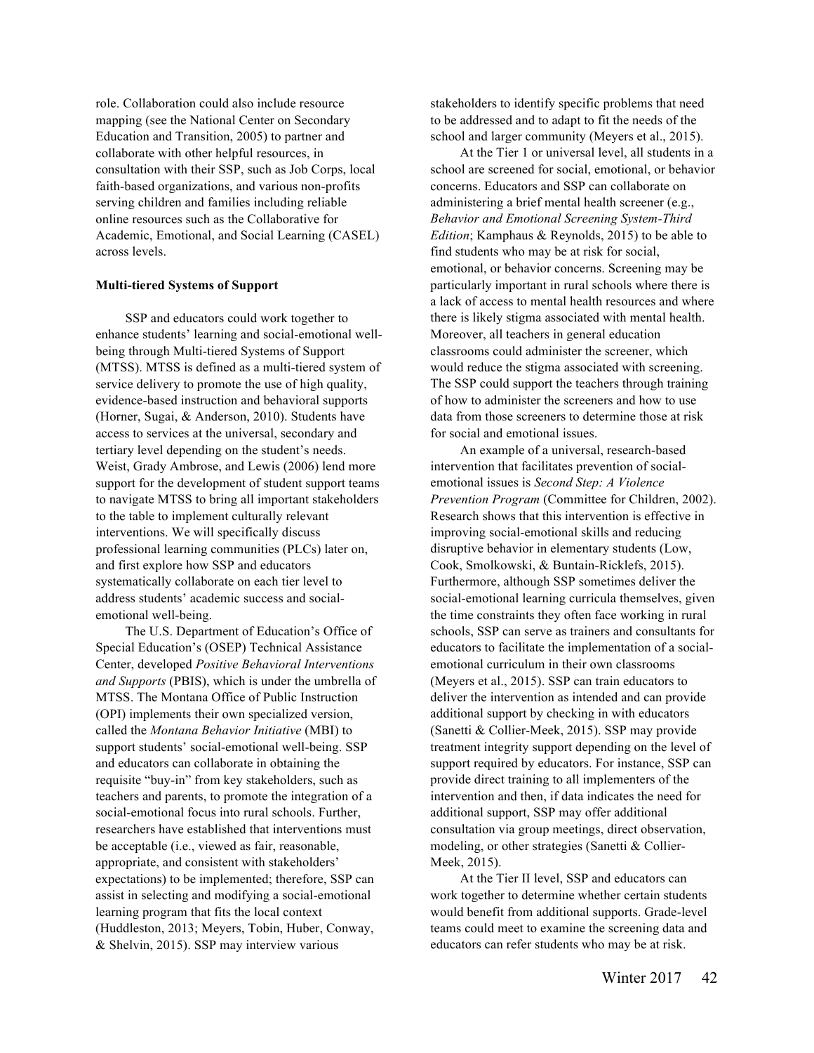role. Collaboration could also include resource mapping (see the National Center on Secondary Education and Transition, 2005) to partner and collaborate with other helpful resources, in consultation with their SSP, such as Job Corps, local faith-based organizations, and various non-profits serving children and families including reliable online resources such as the Collaborative for Academic, Emotional, and Social Learning (CASEL) across levels.

**Multi-tiered Systems of Support**

SSP and educators could work together to enhance students' learning and social-emotional well-being through Multi-tiered Systems of Support (MTSS). MTSS is defined as a multi-tiered system of service delivery to promote the use of high quality, evidence-based instruction and behavioral supports (Horner, Sugai, & Anderson, 2010). Students have access to services at the universal, secondary and tertiary level depending on the student's needs. Weist, Grady Ambrose, and Lewis (2006) lend more support for the development of student support teams to navigate MTSS to bring all important stakeholders to the table to implement culturally relevant interventions. We will specifically discuss professional learning communities (PLCs) later on, and first explore how SSP and educators systematically collaborate on each tier level to address students' academic success and social-emotional well-being.

The U.S. Department of Education's Office of Special Education's (OSEP) Technical Assistance Center, developed *Positive Behavioral Interventions and Supports* (PBIS), which is under the umbrella of MTSS. The Montana Office of Public Instruction (OPI) implements their own specialized version, called the *Montana Behavior Initiative* (MBI) to support students' social-emotional well-being. SSP and educators can collaborate in obtaining the requisite "buy-in" from key stakeholders, such as teachers and parents, to promote the integration of a social-emotional focus into rural schools. Further, researchers have established that interventions must be acceptable (i.e., viewed as fair, reasonable, appropriate, and consistent with stakeholders' expectations) to be implemented; therefore, SSP can assist in selecting and modifying a social-emotional learning program that fits the local context (Huddleston, 2013; Meyers, Tobin, Huber, Conway, & Shelvin, 2015). SSP may interview various stakeholders to identify specific problems that need to be addressed and to adapt to fit the needs of the school and larger community (Meyers et al., 2015).

At the Tier 1 or universal level, all students in a school are screened for social, emotional, or behavior concerns. Educators and SSP can collaborate on administering a brief mental health screener (e.g., *Behavior and Emotional Screening System-Third Edition*; Kamphaus & Reynolds, 2015) to be able to find students who may be at risk for social, emotional, or behavior concerns. Screening may be particularly important in rural schools where there is a lack of access to mental health resources and where there is likely stigma associated with mental health. Moreover, all teachers in general education classrooms could administer the screener, which would reduce the stigma associated with screening. The SSP could support the teachers through training of how to administer the screeners and how to use data from those screeners to determine those at risk for social and emotional issues.

An example of a universal, research-based intervention that facilitates prevention of social-emotional issues is *Second Step: A Violence Prevention Program* (Committee for Children, 2002). Research shows that this intervention is effective in improving social-emotional skills and reducing disruptive behavior in elementary students (Low, Cook, Smolkowski, & Buntain-Ricklefs, 2015). Furthermore, although SSP sometimes deliver the social-emotional learning curricula themselves, given the time constraints they often face working in rural schools, SSP can serve as trainers and consultants for educators to facilitate the implementation of a social-emotional curriculum in their own classrooms (Meyers et al., 2015). SSP can train educators to deliver the intervention as intended and can provide additional support by checking in with educators (Sanetti & Collier-Meek, 2015). SSP may provide treatment integrity support depending on the level of support required by educators. For instance, SSP can provide direct training to all implementers of the intervention and then, if data indicates the need for additional support, SSP may offer additional consultation via group meetings, direct observation, modeling, or other strategies (Sanetti & Collier-Meek, 2015).

At the Tier II level, SSP and educators can work together to determine whether certain students would benefit from additional supports. Grade-level teams could meet to examine the screening data and educators can refer students who may be at risk.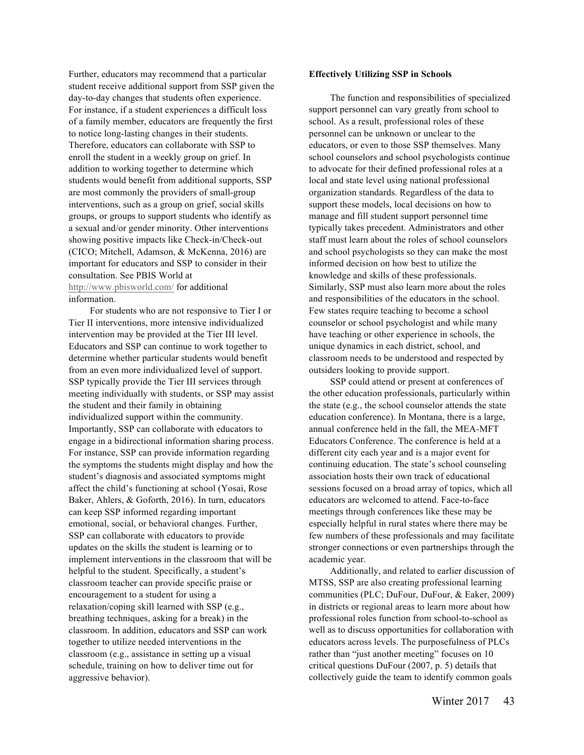Further, educators may recommend that a particular student receive additional support from SSP given the day-to-day changes that students often experience. For instance, if a student experiences a difficult loss of a family member, educators are frequently the first to notice long-lasting changes in their students. Therefore, educators can collaborate with SSP to enroll the student in a weekly group on grief. In addition to working together to determine which students would benefit from additional supports, SSP are most commonly the providers of small-group interventions, such as a group on grief, social skills groups, or groups to support students who identify as a sexual and/or gender minority. Other interventions showing positive impacts like Check-in/Check-out (CICO; Mitchell, Adamson, & McKenna, 2016) are important for educators and SSP to consider in their consultation. See PBIS World at http://www.pbisworld.com/ for additional information.

For students who are not responsive to Tier I or Tier II interventions, more intensive individualized intervention may be provided at the Tier III level. Educators and SSP can continue to work together to determine whether particular students would benefit from an even more individualized level of support. SSP typically provide the Tier III services through meeting individually with students, or SSP may assist the student and their family in obtaining individualized support within the community. Importantly, SSP can collaborate with educators to engage in a bidirectional information sharing process. For instance, SSP can provide information regarding the symptoms the students might display and how the student's diagnosis and associated symptoms might affect the child's functioning at school (Yosai, Rose Baker, Ahlers, & Goforth, 2016). In turn, educators can keep SSP informed regarding important emotional, social, or behavioral changes. Further, SSP can collaborate with educators to provide updates on the skills the student is learning or to implement interventions in the classroom that will be helpful to the student. Specifically, a student's classroom teacher can provide specific praise or encouragement to a student for using a relaxation/coping skill learned with SSP (e.g., breathing techniques, asking for a break) in the classroom. In addition, educators and SSP can work together to utilize needed interventions in the classroom (e.g., assistance in setting up a visual schedule, training on how to deliver time out for aggressive behavior).

**Effectively Utilizing SSP in Schools**

The function and responsibilities of specialized support personnel can vary greatly from school to school. As a result, professional roles of these personnel can be unknown or unclear to the educators, or even to those SSP themselves. Many school counselors and school psychologists continue to advocate for their defined professional roles at a local and state level using national professional organization standards. Regardless of the data to support these models, local decisions on how to manage and fill student support personnel time typically takes precedent. Administrators and other staff must learn about the roles of school counselors and school psychologists so they can make the most informed decision on how best to utilize the knowledge and skills of these professionals. Similarly, SSP must also learn more about the roles and responsibilities of the educators in the school. Few states require teaching to become a school counselor or school psychologist and while many have teaching or other experience in schools, the unique dynamics in each district, school, and classroom needs to be understood and respected by outsiders looking to provide support.

SSP could attend or present at conferences of the other education professionals, particularly within the state (e.g., the school counselor attends the state education conference). In Montana, there is a large, annual conference held in the fall, the MEA-MFT Educators Conference. The conference is held at a different city each year and is a major event for continuing education. The state's school counseling association hosts their own track of educational sessions focused on a broad array of topics, which all educators are welcomed to attend. Face-to-face meetings through conferences like these may be especially helpful in rural states where there may be few numbers of these professionals and may facilitate stronger connections or even partnerships through the academic year.

Additionally, and related to earlier discussion of MTSS, SSP are also creating professional learning communities (PLC; DuFour, DuFour, & Eaker, 2009) in districts or regional areas to learn more about how professional roles function from school-to-school as well as to discuss opportunities for collaboration with educators across levels. The purposefulness of PLCs rather than "just another meeting" focuses on 10 critical questions DuFour (2007, p. 5) details that collectively guide the team to identify common goals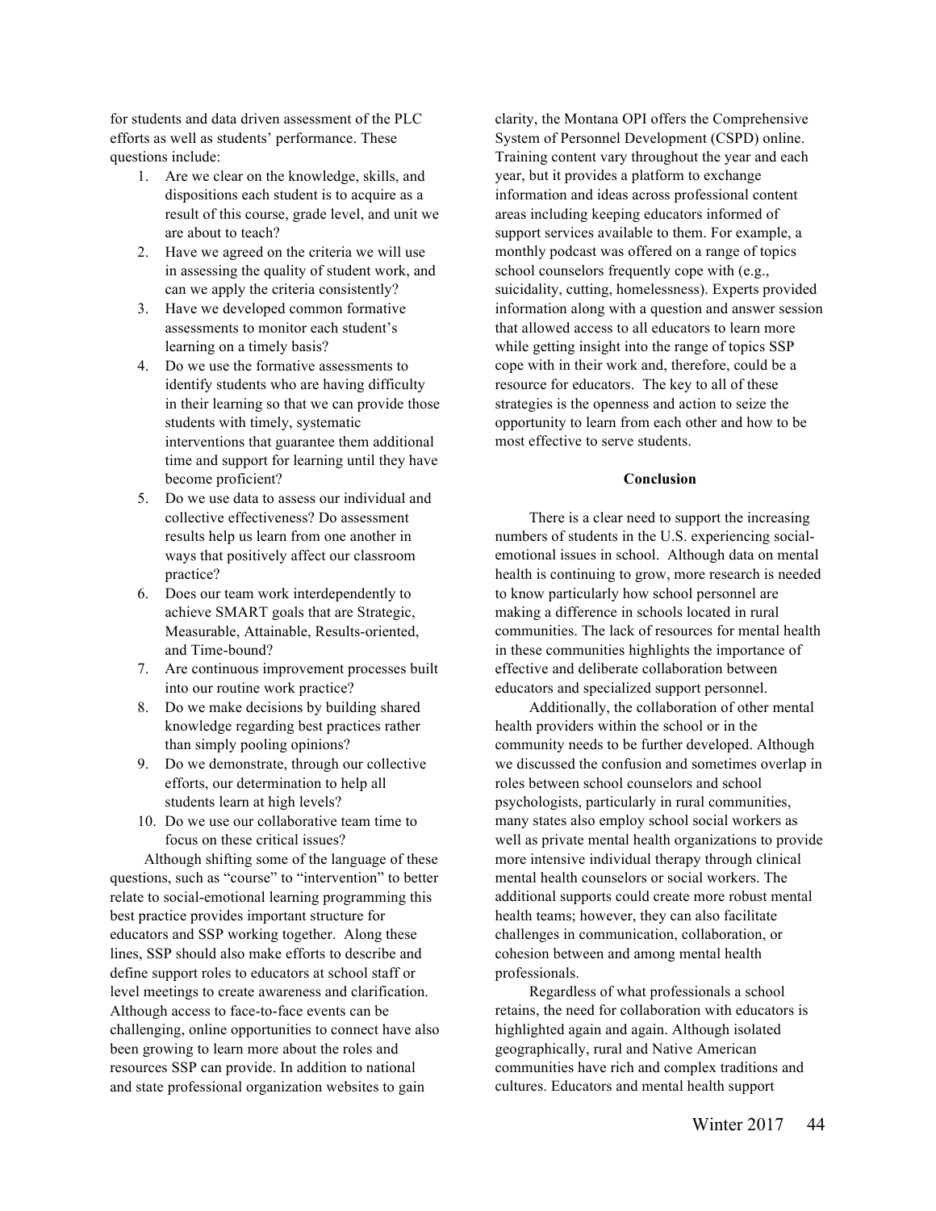for students and data driven assessment of the PLC efforts as well as students' performance. These questions include:

1. Are we clear on the knowledge, skills, and dispositions each student is to acquire as a result of this course, grade level, and unit we are about to teach?
2. Have we agreed on the criteria we will use in assessing the quality of student work, and can we apply the criteria consistently?
3. Have we developed common formative assessments to monitor each student's learning on a timely basis?
4. Do we use the formative assessments to identify students who are having difficulty in their learning so that we can provide those students with timely, systematic interventions that guarantee them additional time and support for learning until they have become proficient?
5. Do we use data to assess our individual and collective effectiveness? Do assessment results help us learn from one another in ways that positively affect our classroom practice?
6. Does our team work interdependently to achieve SMART goals that are Strategic, Measurable, Attainable, Results-oriented, and Time-bound?
7. Are continuous improvement processes built into our routine work practice?
8. Do we make decisions by building shared knowledge regarding best practices rather than simply pooling opinions?
9. Do we demonstrate, through our collective efforts, our determination to help all students learn at high levels?
10. Do we use our collaborative team time to focus on these critical issues?

Although shifting some of the language of these questions, such as "course" to "intervention" to better relate to social-emotional learning programming this best practice provides important structure for educators and SSP working together. Along these lines, SSP should also make efforts to describe and define support roles to educators at school staff or level meetings to create awareness and clarification. Although access to face-to-face events can be challenging, online opportunities to connect have also been growing to learn more about the roles and resources SSP can provide. In addition to national and state professional organization websites to gain clarity, the Montana OPI offers the Comprehensive System of Personnel Development (CSPD) online. Training content vary throughout the year and each year, but it provides a platform to exchange information and ideas across professional content areas including keeping educators informed of support services available to them. For example, a monthly podcast was offered on a range of topics school counselors frequently cope with (e.g., suicidality, cutting, homelessness). Experts provided information along with a question and answer session that allowed access to all educators to learn more while getting insight into the range of topics SSP cope with in their work and, therefore, could be a resource for educators. The key to all of these strategies is the openness and action to seize the opportunity to learn from each other and how to be most effective to serve students.

## Conclusion

There is a clear need to support the increasing numbers of students in the U.S. experiencing social-emotional issues in school. Although data on mental health is continuing to grow, more research is needed to know particularly how school personnel are making a difference in schools located in rural communities. The lack of resources for mental health in these communities highlights the importance of effective and deliberate collaboration between educators and specialized support personnel.

Additionally, the collaboration of other mental health providers within the school or in the community needs to be further developed. Although we discussed the confusion and sometimes overlap in roles between school counselors and school psychologists, particularly in rural communities, many states also employ school social workers as well as private mental health organizations to provide more intensive individual therapy through clinical mental health counselors or social workers. The additional supports could create more robust mental health teams; however, they can also facilitate challenges in communication, collaboration, or cohesion between and among mental health professionals.

Regardless of what professionals a school retains, the need for collaboration with educators is highlighted again and again. Although isolated geographically, rural and Native American communities have rich and complex traditions and cultures. Educators and mental health support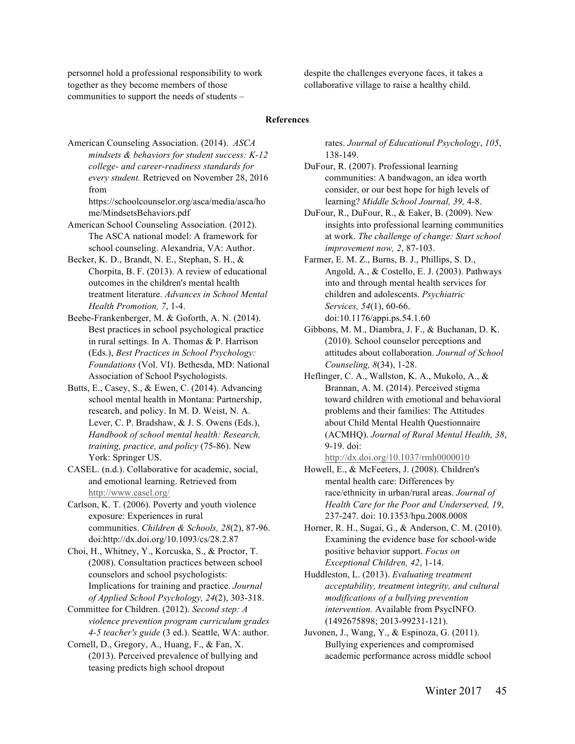personnel hold a professional responsibility to work together as they become members of those communities to support the needs of students – despite the challenges everyone faces, it takes a collaborative village to raise a healthy child.

**References**

American Counseling Association. (2014). *ASCA mindsets & behaviors for student success: K-12 college- and career-readiness standards for every student.* Retrieved on November 28, 2016 from https://schoolcounselor.org/asca/media/asca/home/MindsetsBehaviors.pdf

American School Counseling Association. (2012). The ASCA national model: A framework for school counseling. Alexandria, VA: Author.

Becker, K. D., Brandt, N. E., Stephan, S. H., & Chorpita, B. F. (2013). A review of educational outcomes in the children's mental health treatment literature. *Advances in School Mental Health Promotion, 7*, 1-4.

Beebe-Frankenberger, M. & Goforth, A. N. (2014). Best practices in school psychological practice in rural settings. In A. Thomas & P. Harrison (Eds.), *Best Practices in School Psychology: Foundations* (Vol. VI). Bethesda, MD: National Association of School Psychologists.

Butts, E., Casey, S., & Ewen, C. (2014). Advancing school mental health in Montana: Partnership, research, and policy. In M. D. Weist, N. A. Lever, C. P. Bradshaw, & J. S. Owens (Eds.), *Handbook of school mental health: Research, training, practice, and policy* (75-86). New York: Springer US.

CASEL. (n.d.). Collaborative for academic, social, and emotional learning. Retrieved from http://www.casel.org/

Carlson, K. T. (2006). Poverty and youth violence exposure: Experiences in rural communities. *Children & Schools, 28*(2), 87-96. doi:http://dx.doi.org/10.1093/cs/28.2.87

Choi, H., Whitney, Y., Korcuska, S., & Proctor, T. (2008). Consultation practices between school counselors and school psychologists: Implications for training and practice. *Journal of Applied School Psychology, 24*(2), 303-318.

Committee for Children. (2012). *Second step: A violence prevention program curriculum grades 4-5 teacher's guide* (3 ed.). Seattle, WA: author.

Cornell, D., Gregory, A., Huang, F., & Fan, X. (2013). Perceived prevalence of bullying and teasing predicts high school dropout rates. *Journal of Educational Psychology*, *105*, 138-149.

DuFour, R. (2007). Professional learning communities: A bandwagon, an idea worth consider, or our best hope for high levels of learning? *Middle School Journal, 39,* 4-8.

DuFour, R., DuFour, R., & Eaker, B. (2009). New insights into professional learning communities at work. *The challenge of change: Start school improvement now, 2*, 87-103.

Farmer, E. M. Z., Burns, B. J., Phillips, S. D., Angold, A., & Costello, E. J. (2003). Pathways into and through mental health services for children and adolescents. *Psychiatric Services, 54*(1), 60-66. doi:10.1176/appi.ps.54.1.60

Gibbons, M. M., Diambra, J. F., & Buchanan, D. K. (2010). School counselor perceptions and attitudes about collaboration. *Journal of School Counseling, 8*(34), 1-28.

Heflinger, C. A., Wallston, K. A., Mukolo, A., & Brannan, A. M. (2014). Perceived stigma toward children with emotional and behavioral problems and their families: The Attitudes about Child Mental Health Questionnaire (ACMHQ). *Journal of Rural Mental Health, 38*, 9-19. doi: http://dx.doi.org/10.1037/rmh0000010

Howell, E., & McFeeters, J. (2008). Children's mental health care: Differences by race/ethnicity in urban/rural areas. *Journal of Health Care for the Poor and Underserved, 19*, 237-247. doi: 10.1353/hpu.2008.0008

Horner, R. H., Sugai, G., & Anderson, C. M. (2010). Examining the evidence base for school-wide positive behavior support. *Focus on Exceptional Children, 42*, 1-14.

Huddleston, L. (2013). *Evaluating treatment acceptability, treatment integrity, and cultural modifications of a bullying prevention intervention.* Available from PsycINFO. (1492675898; 2013-99231-121).

Juvonen, J., Wang, Y., & Espinoza, G. (2011). Bullying experiences and compromised academic performance across middle school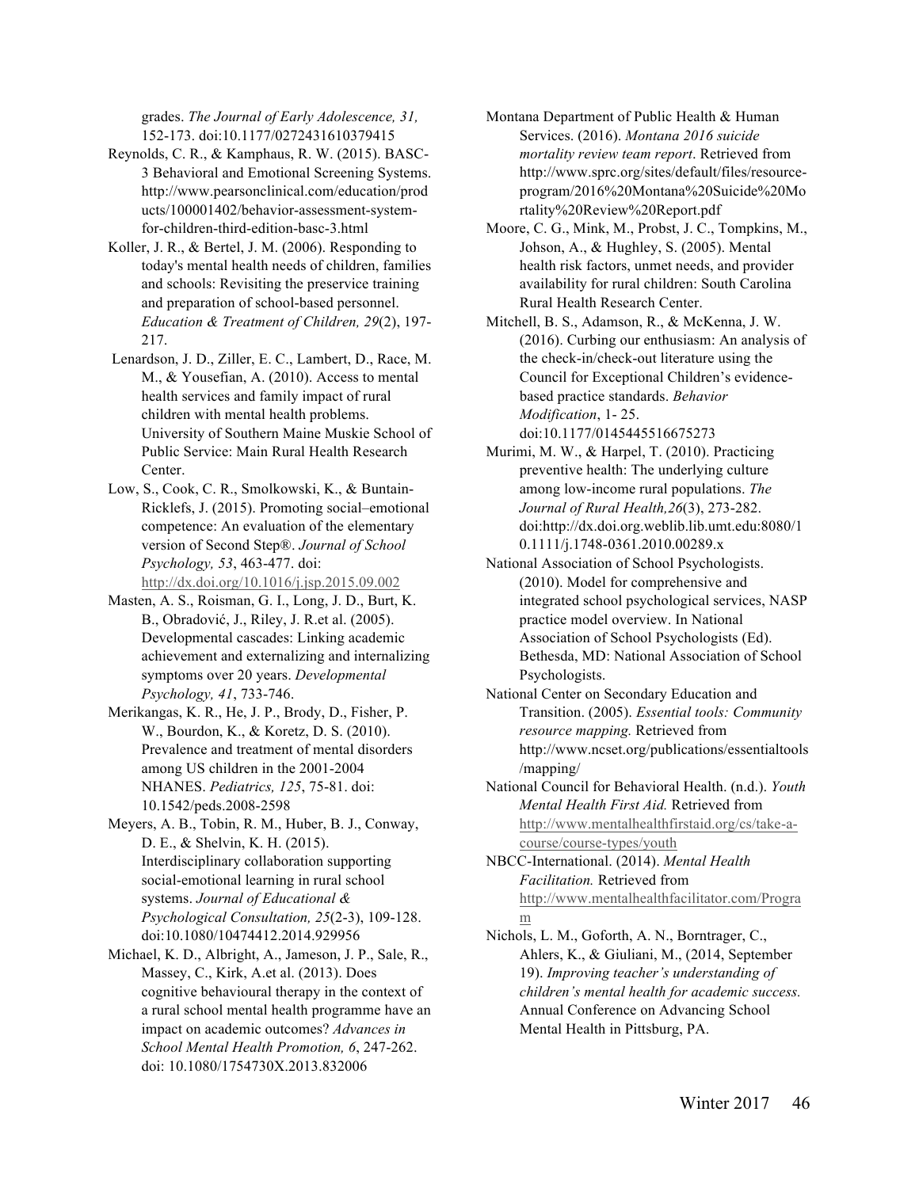grades. *The Journal of Early Adolescence, 31,* 152-173. doi:10.1177/0272431610379415

Reynolds, C. R., & Kamphaus, R. W. (2015). BASC-3 Behavioral and Emotional Screening Systems. http://www.pearsonclinical.com/education/products/100001402/behavior-assessment-system-for-children-third-edition-basc-3.html

Koller, J. R., & Bertel, J. M. (2006). Responding to today's mental health needs of children, families and schools: Revisiting the preservice training and preparation of school-based personnel. *Education & Treatment of Children, 29*(2), 197-217.

Lenardson, J. D., Ziller, E. C., Lambert, D., Race, M. M., & Yousefian, A. (2010). Access to mental health services and family impact of rural children with mental health problems. University of Southern Maine Muskie School of Public Service: Main Rural Health Research Center.

Low, S., Cook, C. R., Smolkowski, K., & Buntain-Ricklefs, J. (2015). Promoting social–emotional competence: An evaluation of the elementary version of Second Step®. *Journal of School Psychology, 53*, 463-477. doi: http://dx.doi.org/10.1016/j.jsp.2015.09.002

Masten, A. S., Roisman, G. I., Long, J. D., Burt, K. B., Obradović, J., Riley, J. R.et al. (2005). Developmental cascades: Linking academic achievement and externalizing and internalizing symptoms over 20 years. *Developmental Psychology, 41*, 733-746.

Merikangas, K. R., He, J. P., Brody, D., Fisher, P. W., Bourdon, K., & Koretz, D. S. (2010). Prevalence and treatment of mental disorders among US children in the 2001-2004 NHANES. *Pediatrics, 125*, 75-81. doi: 10.1542/peds.2008-2598

Meyers, A. B., Tobin, R. M., Huber, B. J., Conway, D. E., & Shelvin, K. H. (2015). Interdisciplinary collaboration supporting social-emotional learning in rural school systems. *Journal of Educational & Psychological Consultation, 25*(2-3), 109-128. doi:10.1080/10474412.2014.929956

Michael, K. D., Albright, A., Jameson, J. P., Sale, R., Massey, C., Kirk, A.et al. (2013). Does cognitive behavioural therapy in the context of a rural school mental health programme have an impact on academic outcomes? *Advances in School Mental Health Promotion, 6*, 247-262. doi: 10.1080/1754730X.2013.832006

Montana Department of Public Health & Human Services. (2016). *Montana 2016 suicide mortality review team report*. Retrieved from http://www.sprc.org/sites/default/files/resource-program/2016%20Montana%20Suicide%20Mortality%20Review%20Report.pdf

Moore, C. G., Mink, M., Probst, J. C., Tompkins, M., Johson, A., & Hughley, S. (2005). Mental health risk factors, unmet needs, and provider availability for rural children: South Carolina Rural Health Research Center.

Mitchell, B. S., Adamson, R., & McKenna, J. W. (2016). Curbing our enthusiasm: An analysis of the check-in/check-out literature using the Council for Exceptional Children's evidence-based practice standards. *Behavior Modification*, 1- 25. doi:10.1177/0145445516675273

Murimi, M. W., & Harpel, T. (2010). Practicing preventive health: The underlying culture among low-income rural populations. *The Journal of Rural Health,26*(3), 273-282. doi:http://dx.doi.org.weblib.lib.umt.edu:8080/10.1111/j.1748-0361.2010.00289.x

National Association of School Psychologists. (2010). Model for comprehensive and integrated school psychological services, NASP practice model overview. In National Association of School Psychologists (Ed). Bethesda, MD: National Association of School Psychologists.

National Center on Secondary Education and Transition. (2005). *Essential tools: Community resource mapping.* Retrieved from http://www.ncset.org/publications/essentialtools/mapping/

National Council for Behavioral Health. (n.d.). *Youth Mental Health First Aid.* Retrieved from http://www.mentalhealthfirstaid.org/cs/take-a-course/course-types/youth

NBCC-International. (2014). *Mental Health Facilitation.* Retrieved from http://www.mentalhealthfacilitator.com/Program

Nichols, L. M., Goforth, A. N., Borntrager, C., Ahlers, K., & Giuliani, M., (2014, September 19). *Improving teacher's understanding of children's mental health for academic success.* Annual Conference on Advancing School Mental Health in Pittsburg, PA.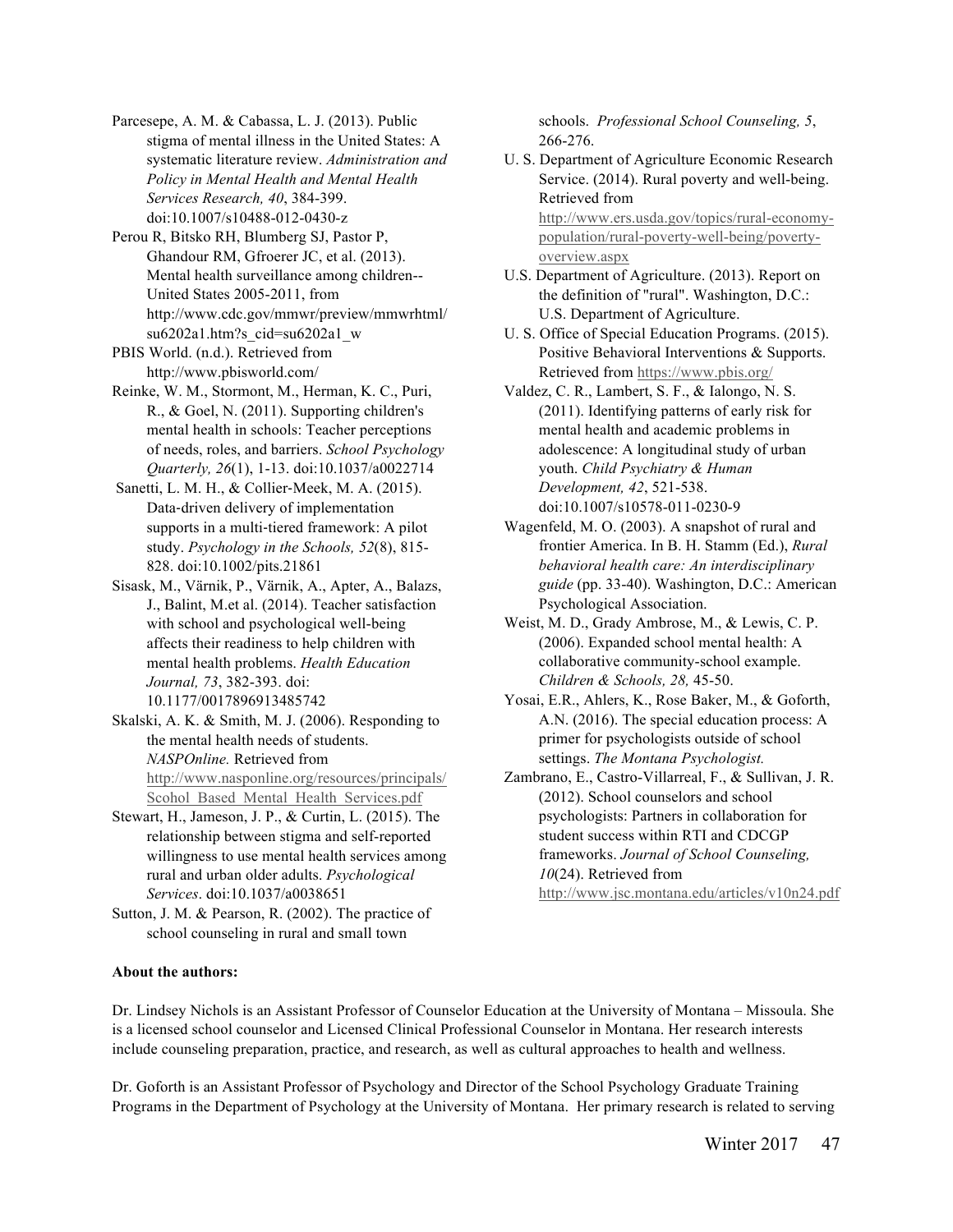Parcesepe, A. M. & Cabassa, L. J. (2013). Public stigma of mental illness in the United States: A systematic literature review. *Administration and Policy in Mental Health and Mental Health Services Research, 40*, 384-399. doi:10.1007/s10488-012-0430-z

Perou R, Bitsko RH, Blumberg SJ, Pastor P, Ghandour RM, Gfroerer JC, et al. (2013). Mental health surveillance among children-- United States 2005-2011, from http://www.cdc.gov/mmwr/preview/mmwrhtml/su6202a1.htm?s_cid=su6202a1_w

PBIS World. (n.d.). Retrieved from http://www.pbisworld.com/

Reinke, W. M., Stormont, M., Herman, K. C., Puri, R., & Goel, N. (2011). Supporting children's mental health in schools: Teacher perceptions of needs, roles, and barriers. *School Psychology Quarterly, 26*(1), 1-13. doi:10.1037/a0022714

Sanetti, L. M. H., & Collier-Meek, M. A. (2015). Data-driven delivery of implementation supports in a multi-tiered framework: A pilot study. *Psychology in the Schools, 52*(8), 815-828. doi:10.1002/pits.21861

Sisask, M., Värnik, P., Värnik, A., Apter, A., Balazs, J., Balint, M.et al. (2014). Teacher satisfaction with school and psychological well-being affects their readiness to help children with mental health problems. *Health Education Journal, 73*, 382-393. doi: 10.1177/0017896913485742

Skalski, A. K. & Smith, M. J. (2006). Responding to the mental health needs of students. *NASPOnline.* Retrieved from http://www.nasponline.org/resources/principals/Scohol_Based_Mental_Health_Services.pdf

Stewart, H., Jameson, J. P., & Curtin, L. (2015). The relationship between stigma and self-reported willingness to use mental health services among rural and urban older adults. *Psychological Services*. doi:10.1037/a0038651

Sutton, J. M. & Pearson, R. (2002). The practice of school counseling in rural and small town schools. *Professional School Counseling, 5*, 266-276.

U. S. Department of Agriculture Economic Research Service. (2014). Rural poverty and well-being. Retrieved from http://www.ers.usda.gov/topics/rural-economy-population/rural-poverty-well-being/poverty-overview.aspx

U.S. Department of Agriculture. (2013). Report on the definition of "rural". Washington, D.C.: U.S. Department of Agriculture.

U. S. Office of Special Education Programs. (2015). Positive Behavioral Interventions & Supports. Retrieved from https://www.pbis.org/

Valdez, C. R., Lambert, S. F., & Ialongo, N. S. (2011). Identifying patterns of early risk for mental health and academic problems in adolescence: A longitudinal study of urban youth. *Child Psychiatry & Human Development, 42*, 521-538. doi:10.1007/s10578-011-0230-9

Wagenfeld, M. O. (2003). A snapshot of rural and frontier America. In B. H. Stamm (Ed.), *Rural behavioral health care: An interdisciplinary guide* (pp. 33-40). Washington, D.C.: American Psychological Association.

Weist, M. D., Grady Ambrose, M., & Lewis, C. P. (2006). Expanded school mental health: A collaborative community-school example. *Children & Schools, 28,* 45-50.

Yosai, E.R., Ahlers, K., Rose Baker, M., & Goforth, A.N. (2016). The special education process: A primer for psychologists outside of school settings. *The Montana Psychologist.*

Zambrano, E., Castro-Villarreal, F., & Sullivan, J. R. (2012). School counselors and school psychologists: Partners in collaboration for student success within RTI and CDCGP frameworks. *Journal of School Counseling, 10*(24). Retrieved from http://www.jsc.montana.edu/articles/v10n24.pdf

**About the authors:**

Dr. Lindsey Nichols is an Assistant Professor of Counselor Education at the University of Montana – Missoula. She is a licensed school counselor and Licensed Clinical Professional Counselor in Montana. Her research interests include counseling preparation, practice, and research, as well as cultural approaches to health and wellness.

Dr. Goforth is an Assistant Professor of Psychology and Director of the School Psychology Graduate Training Programs in the Department of Psychology at the University of Montana. Her primary research is related to serving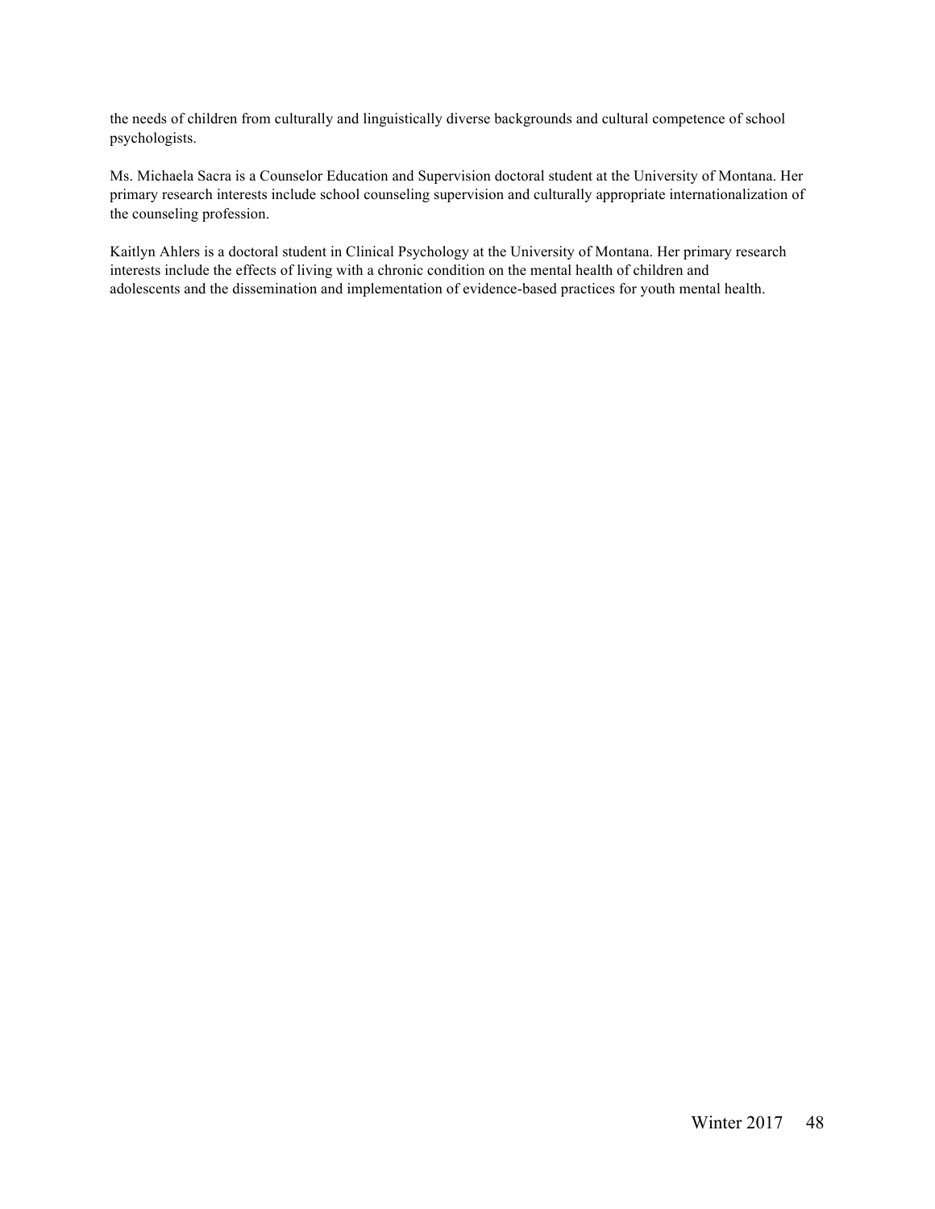the needs of children from culturally and linguistically diverse backgrounds and cultural competence of school psychologists.

Ms. Michaela Sacra is a Counselor Education and Supervision doctoral student at the University of Montana. Her primary research interests include school counseling supervision and culturally appropriate internationalization of the counseling profession.

Kaitlyn Ahlers is a doctoral student in Clinical Psychology at the University of Montana. Her primary research interests include the effects of living with a chronic condition on the mental health of children and adolescents and the dissemination and implementation of evidence-based practices for youth mental health.